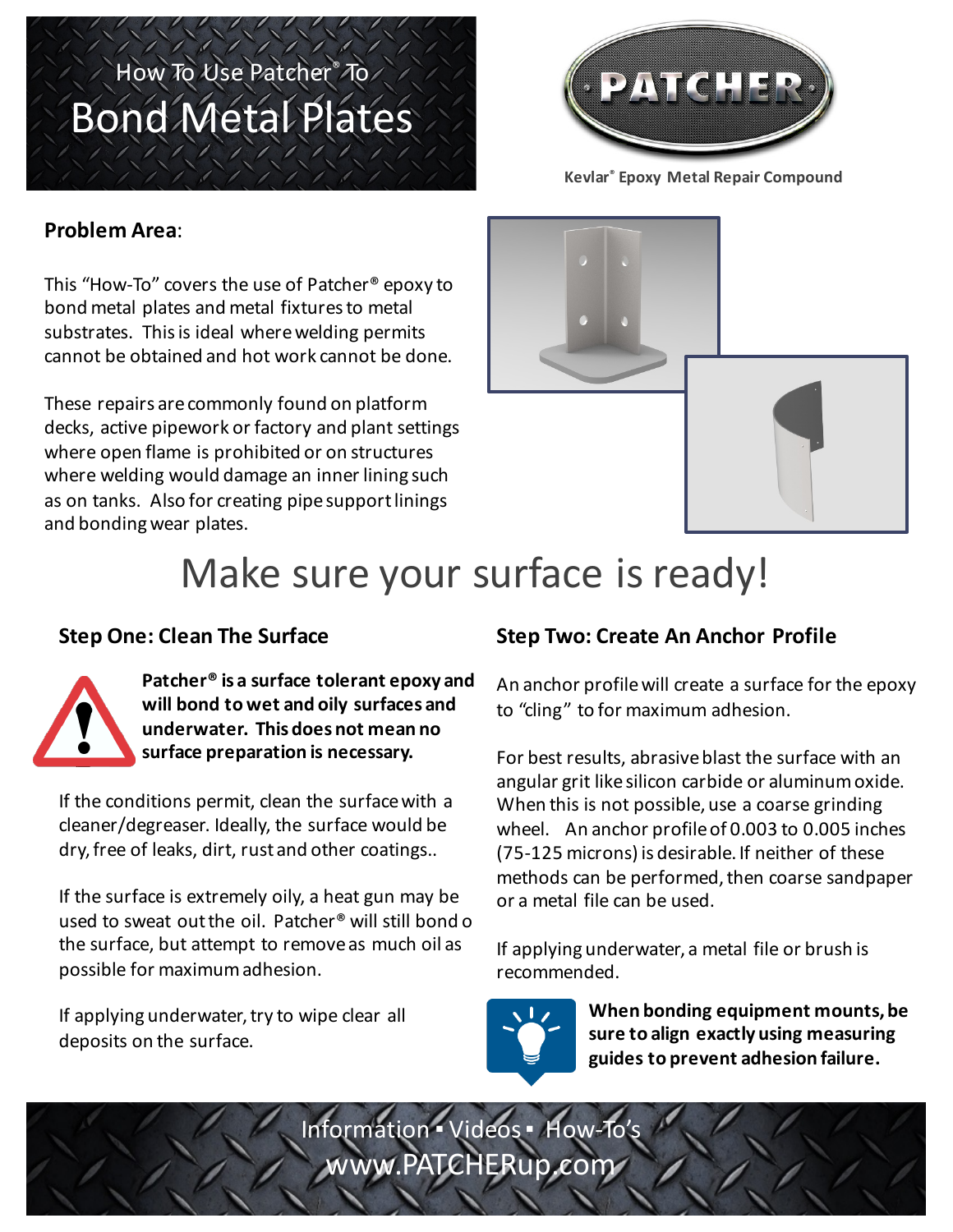# How To Use Patcher® To Bond Metal Plates

PATCHER

Kevlar® Epoxy Metal Repair Compound

**Problem Area**:

This "How-To" covers the use of Patcher® epoxy to bond metal plates and metal fixtures to metal substrates. This is ideal where welding permits cannot be obtained and hot work cannot be done.

These repairs are commonly found on platform decks, active pipework or factory and plant settings where open flame is prohibited or on structures where welding would damage an inner lining such as on tanks. Also for creating pipe support linings and bonding wear plates.

## Make sure your surface is ready!

### Step One: Clean The Surface

**Patcher® is a surface tolerant epoxy and will bond to wet and oily surfaces and underwater. This does not mean no surface preparation is necessary.**

If the conditions permit, clean the surface with a cleaner/degreaser. Ideally, the surface would be dry, free of leaks, dirt, rust and other coatings..

If the surface is extremely oily, a heat gun may be used to sweat out the oil. Patcher® will still bond o the surface, but attempt to remove as much oil as possible for maximum adhesion.

If applying underwater, try to wipe clear all deposits on the surface.

### Step Two: Create An Anchor Profile

An anchor profile will create a surface for the epoxy to "cling" to for maximum adhesion.

For best results, abrasive blast the surface with an angular grit like silicon carbide or aluminum oxide. When this is not possible, use a coarse grinding wheel. An anchor profile of 0.003 to 0.005 inches (75-125 microns) is desirable. If neither of these methods can be performed, then coarse sandpaper or a metal file can be used.

If applying underwater, a metal file or brush is recommended.

**When bonding equipment mounts, be sure to align exactly using measuring guides to prevent adhesion failure.**

Information ▪ Videos ▪ How-To's
www.PATCHERup.com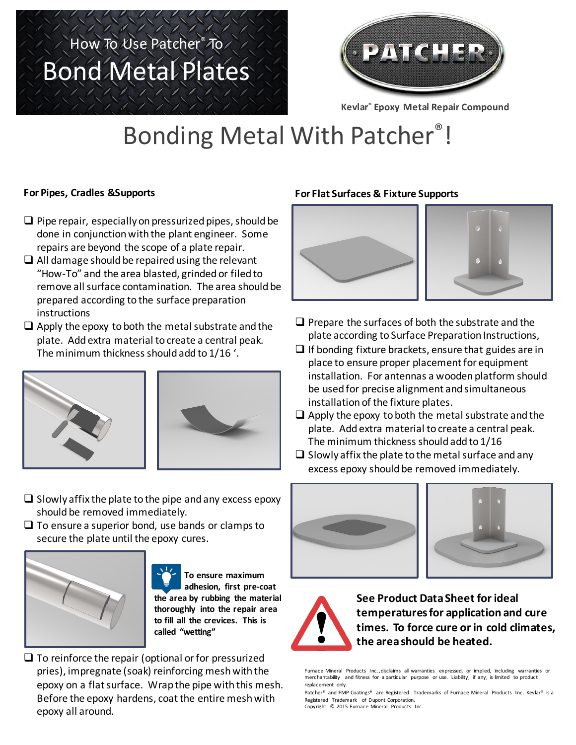# How To Use Patcher® To Bond Metal Plates

PATCHER

Kevlar® Epoxy Metal Repair Compound

# Bonding Metal With Patcher®!

### For Pipes, Cradles &Supports

- Pipe repair, especially on pressurized pipes, should be done in conjunction with the plant engineer. Some repairs are beyond the scope of a plate repair.
- All damage should be repaired using the relevant "How-To" and the area blasted, grinded or filed to remove all surface contamination. The area should be prepared according to the surface preparation instructions
- Apply the epoxy to both the metal substrate and the plate. Add extra material to create a central peak. The minimum thickness should add to 1/16 '.
- Slowly affix the plate to the pipe and any excess epoxy should be removed immediately.
- To ensure a superior bond, use bands or clamps to secure the plate until the epoxy cures.

**To ensure maximum adhesion, first pre-coat the area by rubbing the material thoroughly into the repair area to fill all the crevices. This is called "wetting"**

- To reinforce the repair (optional or for pressurized pries), impregnate (soak) reinforcing mesh with the epoxy on a flat surface. Wrap the pipe with this mesh. Before the epoxy hardens, coat the entire mesh with epoxy all around.

### For Flat Surfaces & Fixture Supports

- Prepare the surfaces of both the substrate and the plate according to Surface Preparation Instructions,
- If bonding fixture brackets, ensure that guides are in place to ensure proper placement for equipment installation. For antennas a wooden platform should be used for precise alignment and simultaneous installation of the fixture plates.
- Apply the epoxy to both the metal substrate and the plate. Add extra material to create a central peak. The minimum thickness should add to 1/16
- Slowly affix the plate to the metal surface and any excess epoxy should be removed immediately.

**See Product Data Sheet for ideal temperatures for application and cure times. To force cure or in cold climates, the area should be heated.**

Furnace Mineral Products Inc., disclaims all warranties expressed, or implied, including warranties or merchantability and fitness for a particular purpose or use. Liability, if any, is limited to product replacement only.

Patcher® and FMP Coatings® are Registered Trademarks of Furnace Mineral Products Inc. Kevlar® is a Registered Trademark of Dupont Corporation.

Copyright © 2015 Furnace Mineral Products Inc.